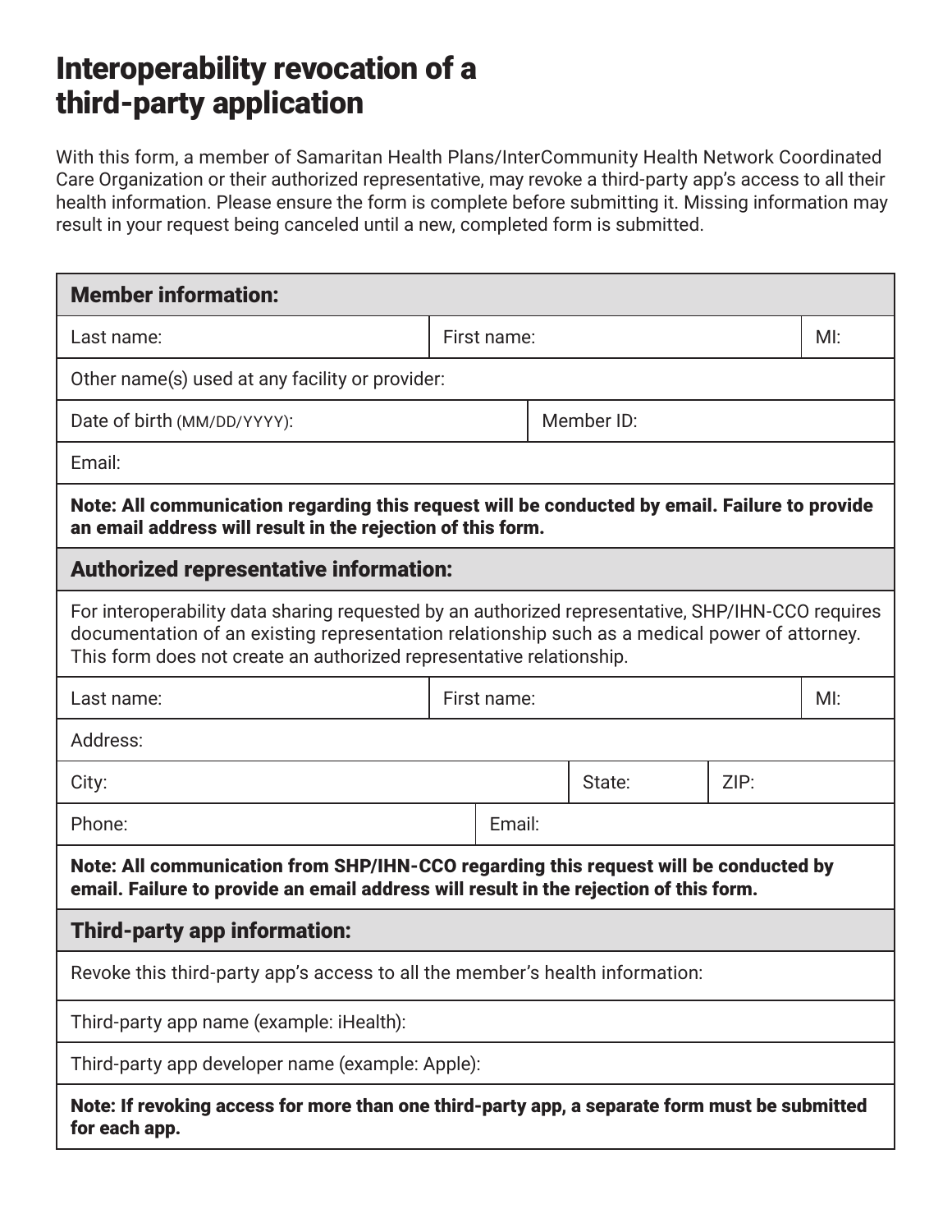# Interoperability revocation of a third-party application

With this form, a member of Samaritan Health Plans/InterCommunity Health Network Coordinated Care Organization or their authorized representative, may revoke a third-party app's access to all their health information. Please ensure the form is complete before submitting it. Missing information may result in your request being canceled until a new, completed form is submitted.

| **Member information:** | | |
|---|---|---|
| Last name: | First name: | MI: |
| Other name(s) used at any facility or provider: | | |
| Date of birth (MM/DD/YYYY): | Member ID: | |
| Email: | | |
| **Note: All communication regarding this request will be conducted by email. Failure to provide an email address will result in the rejection of this form.** | | |

| **Authorized representative information:** | | | |
|---|---|---|---|
| For interoperability data sharing requested by an authorized representative, SHP/IHN-CCO requires documentation of an existing representation relationship such as a medical power of attorney. This form does not create an authorized representative relationship. | | | |
| Last name: | First name: | | MI: |
| Address: | | | |
| City: | | State: | ZIP: |
| Phone: | Email: | | |
| **Note: All communication from SHP/IHN-CCO regarding this request will be conducted by email. Failure to provide an email address will result in the rejection of this form.** | | | |

| **Third-party app information:** |
|---|
| Revoke this third-party app's access to all the member's health information: |
| Third-party app name (example: iHealth): |
| Third-party app developer name (example: Apple): |
| **Note: If revoking access for more than one third-party app, a separate form must be submitted for each app.** |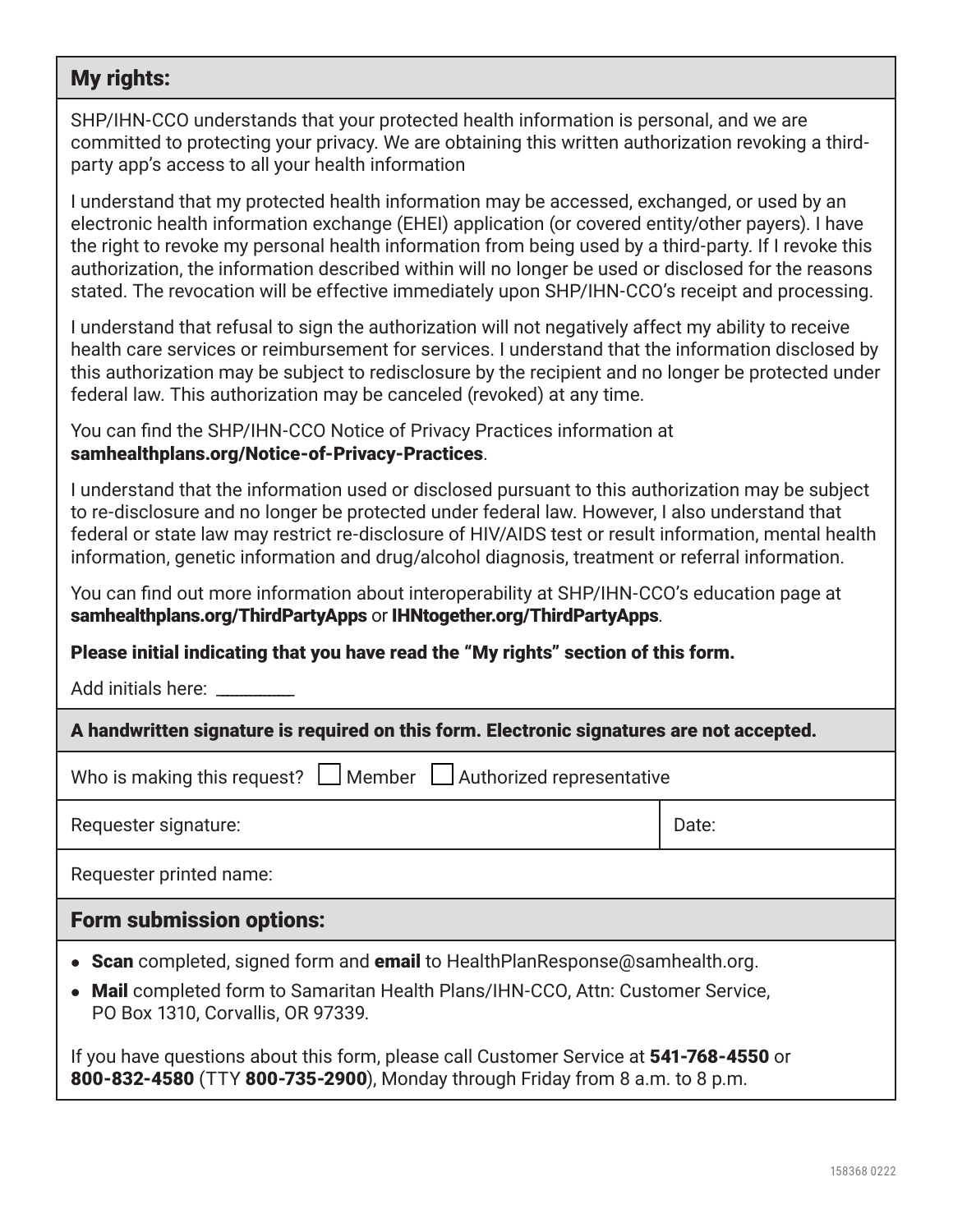## My rights:

SHP/IHN-CCO understands that your protected health information is personal, and we are committed to protecting your privacy. We are obtaining this written authorization revoking a third-party app's access to all your health information

I understand that my protected health information may be accessed, exchanged, or used by an electronic health information exchange (EHEI) application (or covered entity/other payers). I have the right to revoke my personal health information from being used by a third-party. If I revoke this authorization, the information described within will no longer be used or disclosed for the reasons stated. The revocation will be effective immediately upon SHP/IHN-CCO's receipt and processing.

I understand that refusal to sign the authorization will not negatively affect my ability to receive health care services or reimbursement for services. I understand that the information disclosed by this authorization may be subject to redisclosure by the recipient and no longer be protected under federal law. This authorization may be canceled (revoked) at any time.

You can find the SHP/IHN-CCO Notice of Privacy Practices information at **samhealthplans.org/Notice-of-Privacy-Practices**.

I understand that the information used or disclosed pursuant to this authorization may be subject to re-disclosure and no longer be protected under federal law. However, I also understand that federal or state law may restrict re-disclosure of HIV/AIDS test or result information, mental health information, genetic information and drug/alcohol diagnosis, treatment or referral information.

You can find out more information about interoperability at SHP/IHN-CCO's education page at **samhealthplans.org/ThirdPartyApps** or **IHNtogether.org/ThirdPartyApps**.

**Please initial indicating that you have read the "My rights" section of this form.**

Add initials here: _________

**A handwritten signature is required on this form. Electronic signatures are not accepted.**

Who is making this request? ☐ Member ☐ Authorized representative

| Requester signature: | Date: |
|---|---|
| Requester printed name: | |

## Form submission options:

- **Scan** completed, signed form and **email** to HealthPlanResponse@samhealth.org.
- **Mail** completed form to Samaritan Health Plans/IHN-CCO, Attn: Customer Service, PO Box 1310, Corvallis, OR 97339.

If you have questions about this form, please call Customer Service at **541-768-4550** or **800-832-4580** (TTY **800-735-2900**), Monday through Friday from 8 a.m. to 8 p.m.

158368 0222